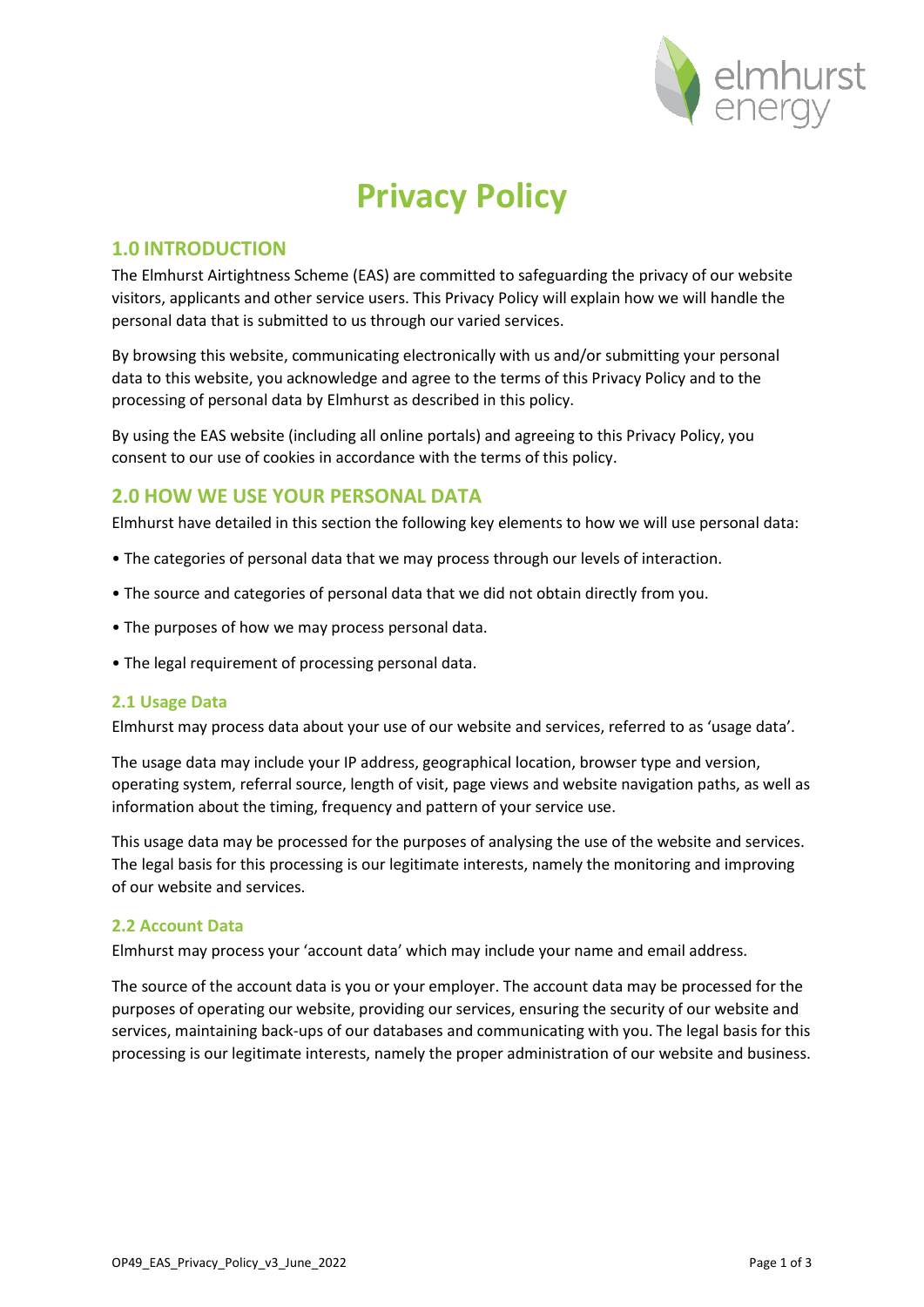# Privacy Policy

## 1.0 INTRODUCTION

The Elmhurst Airtightness Scheme (EAS) are committed to safeguarding the privacy of our website visitors, applicants and other service users. This Privacy Policy will explain how we will handle the personal data that is submitted to us through our varied services.

By browsing this website, communicating electronically with us and/or submitting your personal data to this website, you acknowledge and agree to the terms of this Privacy Policy and to the processing of personal data by Elmhurst as described in this policy.

By using the EAS website (including all online portals) and agreeing to this Privacy Policy, you consent to our use of cookies in accordance with the terms of this policy.

## 2.0 HOW WE USE YOUR PERSONAL DATA

Elmhurst have detailed in this section the following key elements to how we will use personal data:

- The categories of personal data that we may process through our levels of interaction.
- The source and categories of personal data that we did not obtain directly from you.
- The purposes of how we may process personal data.
- The legal requirement of processing personal data.

### 2.1 Usage Data

Elmhurst may process data about your use of our website and services, referred to as 'usage data'.

The usage data may include your IP address, geographical location, browser type and version, operating system, referral source, length of visit, page views and website navigation paths, as well as information about the timing, frequency and pattern of your service use.

This usage data may be processed for the purposes of analysing the use of the website and services. The legal basis for this processing is our legitimate interests, namely the monitoring and improving of our website and services.

### 2.2 Account Data

Elmhurst may process your 'account data' which may include your name and email address.

The source of the account data is you or your employer. The account data may be processed for the purposes of operating our website, providing our services, ensuring the security of our website and services, maintaining back-ups of our databases and communicating with you. The legal basis for this processing is our legitimate interests, namely the proper administration of our website and business.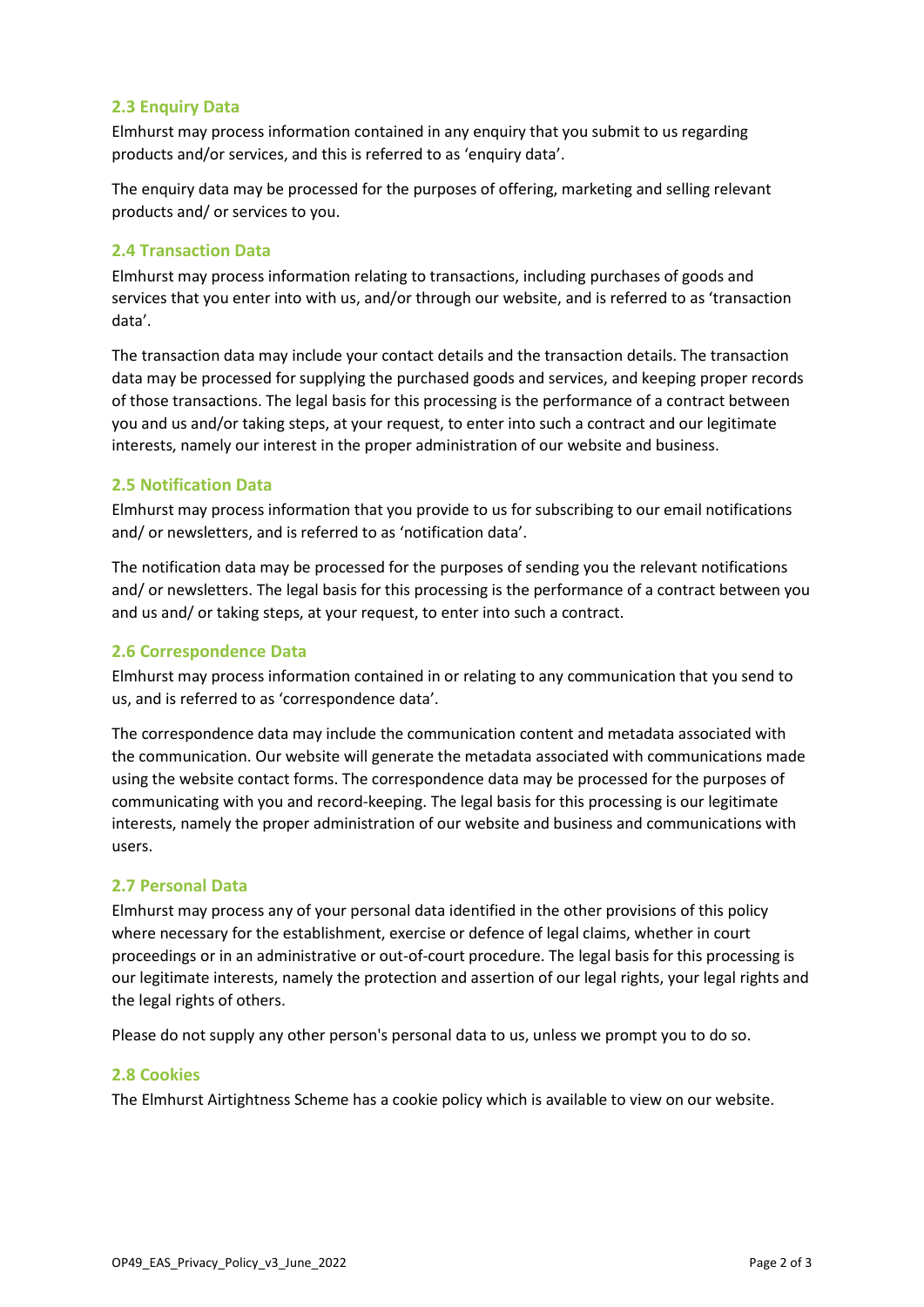### 2.3 Enquiry Data

Elmhurst may process information contained in any enquiry that you submit to us regarding products and/or services, and this is referred to as 'enquiry data'.

The enquiry data may be processed for the purposes of offering, marketing and selling relevant products and/ or services to you.

### 2.4 Transaction Data

Elmhurst may process information relating to transactions, including purchases of goods and services that you enter into with us, and/or through our website, and is referred to as 'transaction data'.

The transaction data may include your contact details and the transaction details. The transaction data may be processed for supplying the purchased goods and services, and keeping proper records of those transactions. The legal basis for this processing is the performance of a contract between you and us and/or taking steps, at your request, to enter into such a contract and our legitimate interests, namely our interest in the proper administration of our website and business.

### 2.5 Notification Data

Elmhurst may process information that you provide to us for subscribing to our email notifications and/ or newsletters, and is referred to as 'notification data'.

The notification data may be processed for the purposes of sending you the relevant notifications and/ or newsletters. The legal basis for this processing is the performance of a contract between you and us and/ or taking steps, at your request, to enter into such a contract.

### 2.6 Correspondence Data

Elmhurst may process information contained in or relating to any communication that you send to us, and is referred to as 'correspondence data'.

The correspondence data may include the communication content and metadata associated with the communication. Our website will generate the metadata associated with communications made using the website contact forms. The correspondence data may be processed for the purposes of communicating with you and record-keeping. The legal basis for this processing is our legitimate interests, namely the proper administration of our website and business and communications with users.

### 2.7 Personal Data

Elmhurst may process any of your personal data identified in the other provisions of this policy where necessary for the establishment, exercise or defence of legal claims, whether in court proceedings or in an administrative or out-of-court procedure. The legal basis for this processing is our legitimate interests, namely the protection and assertion of our legal rights, your legal rights and the legal rights of others.

Please do not supply any other person's personal data to us, unless we prompt you to do so.

### 2.8 Cookies

The Elmhurst Airtightness Scheme has a cookie policy which is available to view on our website.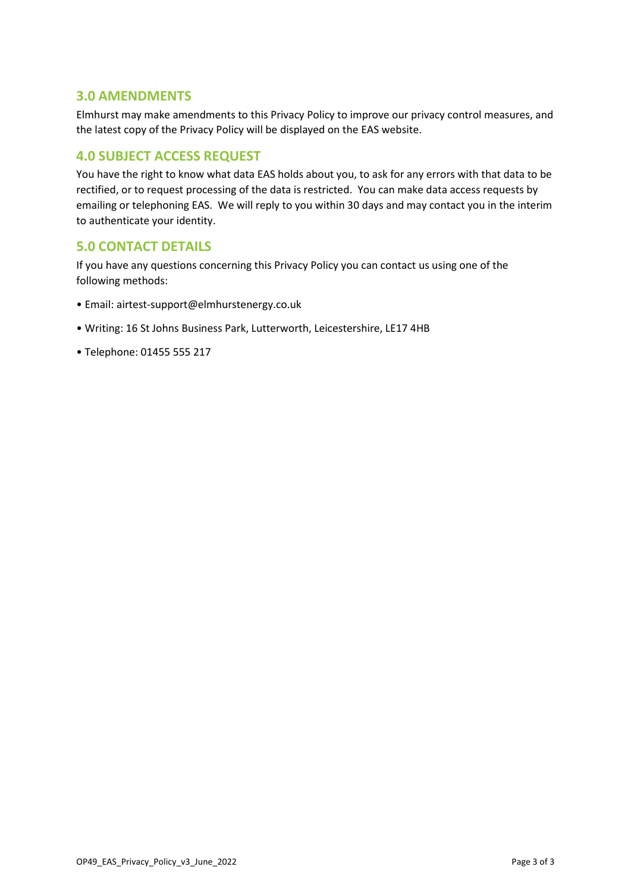## 3.0 AMENDMENTS

Elmhurst may make amendments to this Privacy Policy to improve our privacy control measures, and the latest copy of the Privacy Policy will be displayed on the EAS website.

## 4.0 SUBJECT ACCESS REQUEST

You have the right to know what data EAS holds about you, to ask for any errors with that data to be rectified, or to request processing of the data is restricted. You can make data access requests by emailing or telephoning EAS. We will reply to you within 30 days and may contact you in the interim to authenticate your identity.

## 5.0 CONTACT DETAILS

If you have any questions concerning this Privacy Policy you can contact us using one of the following methods:

- Email: airtest-support@elmhurstenergy.co.uk
- Writing: 16 St Johns Business Park, Lutterworth, Leicestershire, LE17 4HB
- Telephone: 01455 555 217